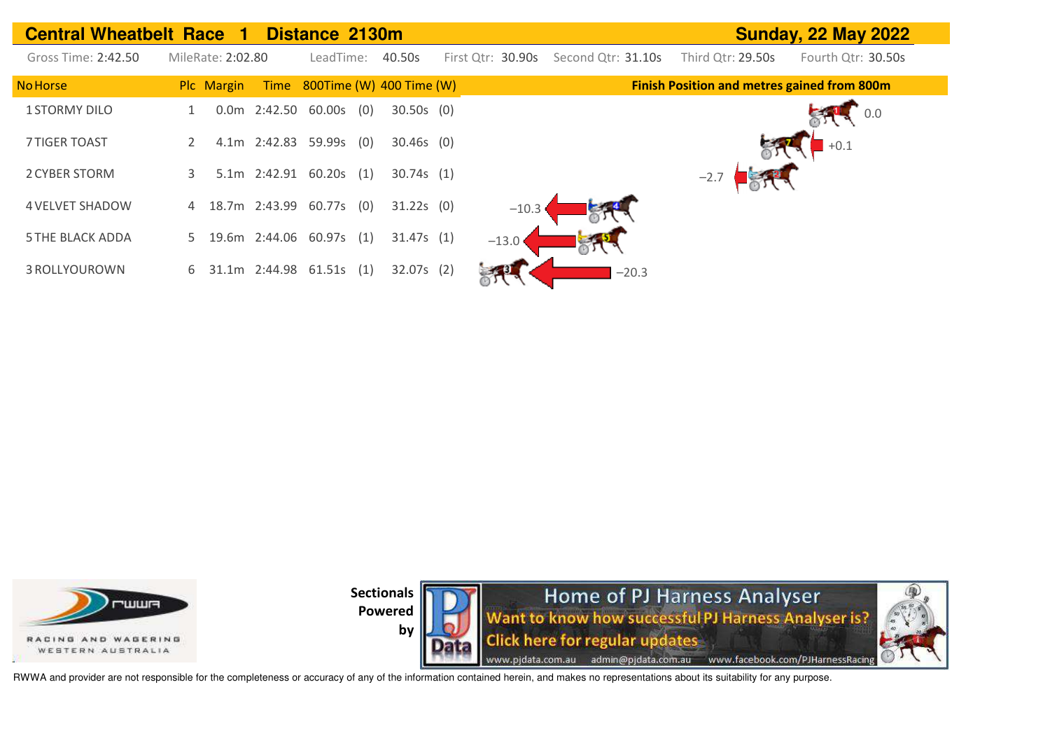# Central Wheatbelt Race 1 Distance 2130m

**Sunday, 22 May 2022**

Gross Time: 2:42.50 | MileRate: 2:02.80 | LeadTime: 40.50s | First Qtr: 30.90s | Second Qtr: 31.10s | Third Qtr: 29.50s | Fourth Qtr: 30.50s

| No | Horse | Plc | Margin | Time | 800Time | (W) | 400 Time | (W) | Finish Position and metres gained from 800m |
|---|---|---|---|---|---|---|---|---|---|
| 1 | STORMY DILO | 1 | 0.0m | 2:42.50 | 60.00s | (0) | 30.50s | (0) | 0.0 |
| 7 | TIGER TOAST | 2 | 4.1m | 2:42.83 | 59.99s | (0) | 30.46s | (0) | +0.1 |
| 2 | CYBER STORM | 3 | 5.1m | 2:42.91 | 60.20s | (1) | 30.74s | (1) | −2.7 |
| 4 | VELVET SHADOW | 4 | 18.7m | 2:43.99 | 60.77s | (0) | 31.22s | (0) | −10.3 |
| 5 | THE BLACK ADDA | 5 | 19.6m | 2:44.06 | 60.97s | (1) | 31.47s | (1) | −13.0 |
| 3 | ROLLYOUROWN | 6 | 31.1m | 2:44.98 | 61.51s | (1) | 32.07s | (2) | −20.3 |

RACING AND WAGERING WESTERN AUSTRALIA

Sectionals Powered by

Home of PJ Harness Analyser
Want to know how successful PJ Harness Analyser is?
Click here for regular updates
www.pjdata.com.au admin@pjdata.com.au www.facebook.com/PJHarnessRacing

RWWA and provider are not responsible for the completeness or accuracy of any of the information contained herein, and makes no representations about its suitability for any purpose.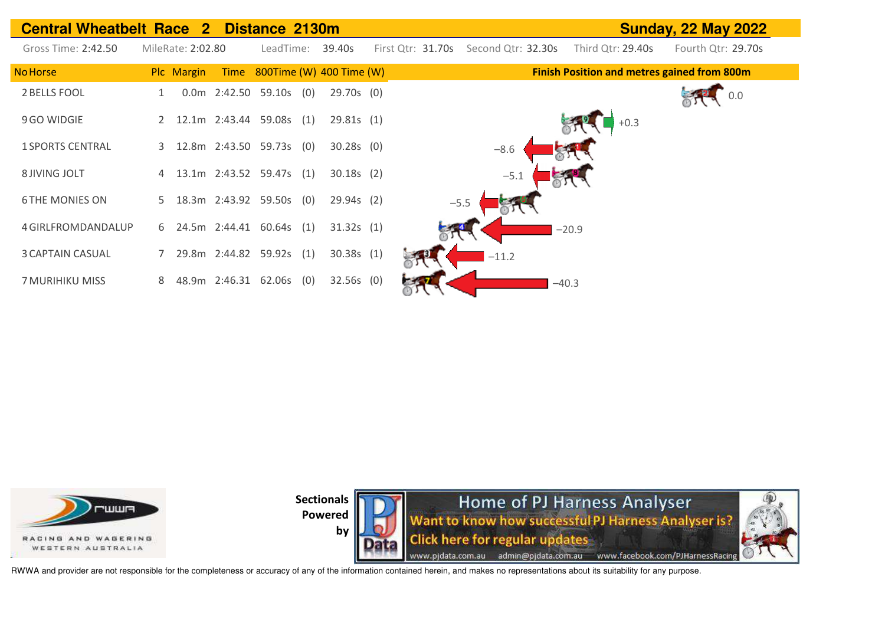## Central Wheatbelt Race 2 Distance 2130m

**Sunday, 22 May 2022**

Gross Time: 2:42.50 | MileRate: 2:02.80 | LeadTime: 39.40s | First Qtr: 31.70s | Second Qtr: 32.30s | Third Qtr: 29.40s | Fourth Qtr: 29.70s

| No | Horse | Plc | Margin | Time | 800Time | (W) | 400 Time | (W) | Finish Position and metres gained from 800m |
|---|---|---|---|---|---|---|---|---|---|
| 2 | BELLS FOOL | 1 | 0.0m | 2:42.50 | 59.10s | (0) | 29.70s | (0) | 0.0 |
| 9 | GO WIDGIE | 2 | 12.1m | 2:43.44 | 59.08s | (1) | 29.81s | (1) | +0.3 |
| 1 | SPORTS CENTRAL | 3 | 12.8m | 2:43.50 | 59.73s | (0) | 30.28s | (0) | −8.6 |
| 8 | JIVING JOLT | 4 | 13.1m | 2:43.52 | 59.47s | (1) | 30.18s | (2) | −5.1 |
| 6 | THE MONIES ON | 5 | 18.3m | 2:43.92 | 59.50s | (0) | 29.94s | (2) | −5.5 |
| 4 | GIRLFROMDANDALUP | 6 | 24.5m | 2:44.41 | 60.64s | (1) | 31.32s | (1) | −20.9 |
| 3 | CAPTAIN CASUAL | 7 | 29.8m | 2:44.82 | 59.92s | (1) | 30.38s | (1) | −11.2 |
| 7 | MURIHIKU MISS | 8 | 48.9m | 2:46.31 | 62.06s | (0) | 32.56s | (0) | −40.3 |

RWWA – Racing and Wagering Western Australia

Sectionals Powered by

Home of PJ Harness Analyser
Want to know how successful PJ Harness Analyser is?
Click here for regular updates
www.pjdata.com.au admin@pjdata.com.au www.facebook.com/PJHarnessRacing

RWWA and provider are not responsible for the completeness or accuracy of any of the information contained herein, and makes no representations about its suitability for any purpose.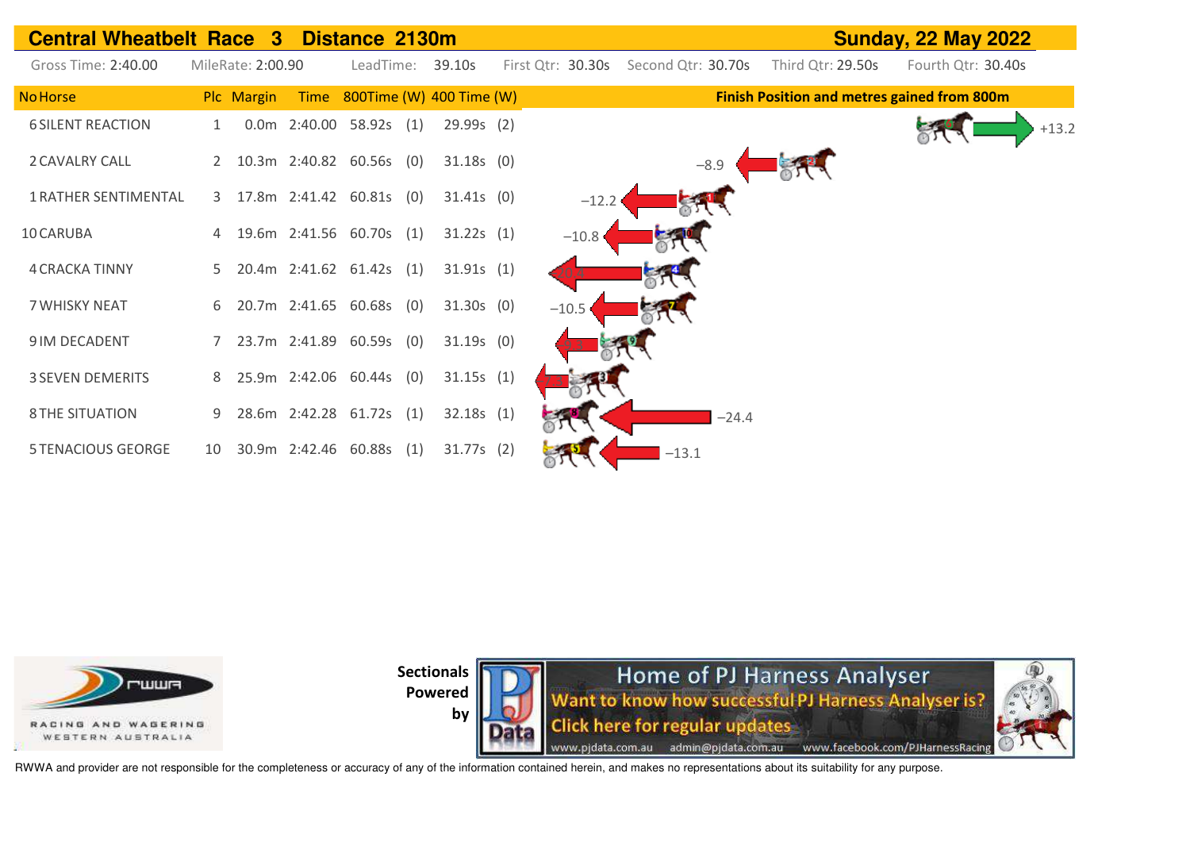## Central Wheatbelt Race 3 Distance 2130m — Sunday, 22 May 2022

Gross Time: 2:40.00 MileRate: 2:00.90 LeadTime: 39.10s First Qtr: 30.30s Second Qtr: 30.70s Third Qtr: 29.50s Fourth Qtr: 30.40s

| No Horse | Plc | Margin | Time | 800Time (W) | 400 Time (W) | Finish Position and metres gained from 800m |
|---|---|---|---|---|---|---|
| 6 SILENT REACTION | 1 | 0.0m | 2:40.00 | 58.92s (1) | 29.99s (2) | +13.2 |
| 2 CAVALRY CALL | 2 | 10.3m | 2:40.82 | 60.56s (0) | 31.18s (0) | −8.9 |
| 1 RATHER SENTIMENTAL | 3 | 17.8m | 2:41.42 | 60.81s (0) | 31.41s (0) | −12.2 |
| 10 CARUBA | 4 | 19.6m | 2:41.56 | 60.70s (1) | 31.22s (1) | −10.8 |
| 4 CRACKA TINNY | 5 | 20.4m | 2:41.62 | 61.42s (1) | 31.91s (1) | |
| 7 WHISKY NEAT | 6 | 20.7m | 2:41.65 | 60.68s (0) | 31.30s (0) | −10.5 |
| 9 IM DECADENT | 7 | 23.7m | 2:41.89 | 60.59s (0) | 31.19s (0) | |
| 3 SEVEN DEMERITS | 8 | 25.9m | 2:42.06 | 60.44s (0) | 31.15s (1) | |
| 8 THE SITUATION | 9 | 28.6m | 2:42.28 | 61.72s (1) | 32.18s (1) | −24.4 |
| 5 TENACIOUS GEORGE | 10 | 30.9m | 2:42.46 | 60.88s (1) | 31.77s (2) | −13.1 |

RACING AND WAGERING WESTERN AUSTRALIA

Sectionals Powered by

Home of PJ Harness Analyser
Want to know how successful PJ Harness Analyser is?
Click here for regular updates
www.pjdata.com.au admin@pjdata.com.au www.facebook.com/PJHarnessRacing

RWWA and provider are not responsible for the completeness or accuracy of any of the information contained herein, and makes no representations about its suitability for any purpose.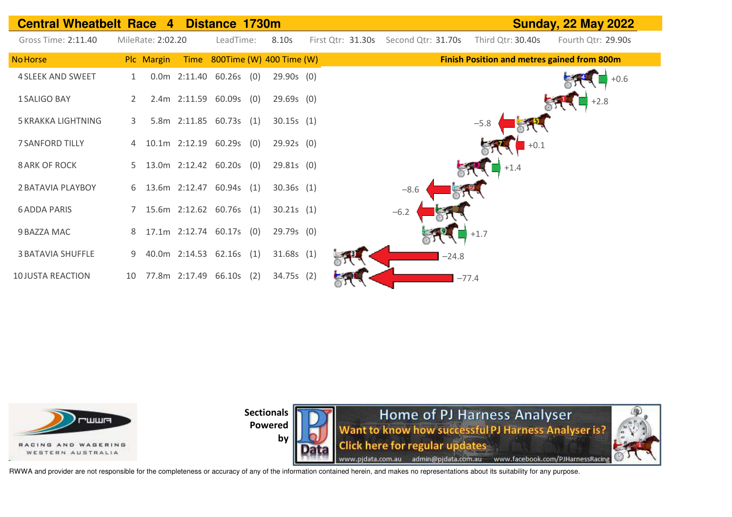# Central Wheatbelt Race 4 Distance 1730m

**Sunday, 22 May 2022**

Gross Time: 2:11.40 | MileRate: 2:02.20 | LeadTime: 8.10s | First Qtr: 31.30s | Second Qtr: 31.70s | Third Qtr: 30.40s | Fourth Qtr: 29.90s

| No Horse | Plc | Margin | Time | 800Time (W) | | 400 Time (W) | | Finish Position and metres gained from 800m |
|---|---|---|---|---|---|---|---|---|
| 4 SLEEK AND SWEET | 1 | 0.0m | 2:11.40 | 60.26s | (0) | 29.90s | (0) | +0.6 |
| 1 SALIGO BAY | 2 | 2.4m | 2:11.59 | 60.09s | (0) | 29.69s | (0) | +2.8 |
| 5 KRAKKA LIGHTNING | 3 | 5.8m | 2:11.85 | 60.73s | (1) | 30.15s | (1) | −5.8 |
| 7 SANFORD TILLY | 4 | 10.1m | 2:12.19 | 60.29s | (0) | 29.92s | (0) | +0.1 |
| 8 ARK OF ROCK | 5 | 13.0m | 2:12.42 | 60.20s | (0) | 29.81s | (0) | +1.4 |
| 2 BATAVIA PLAYBOY | 6 | 13.6m | 2:12.47 | 60.94s | (1) | 30.36s | (1) | −8.6 |
| 6 ADDA PARIS | 7 | 15.6m | 2:12.62 | 60.76s | (1) | 30.21s | (1) | −6.2 |
| 9 BAZZA MAC | 8 | 17.1m | 2:12.74 | 60.17s | (0) | 29.79s | (0) | +1.7 |
| 3 BATAVIA SHUFFLE | 9 | 40.0m | 2:14.53 | 62.16s | (1) | 31.68s | (1) | −24.8 |
| 10 JUSTA REACTION | 10 | 77.8m | 2:17.49 | 66.10s | (2) | 34.75s | (2) | −77.4 |

RACING AND WAGERING WESTERN AUSTRALIA

**Sectionals Powered by**

Home of PJ Harness Analyser
Want to know how successful PJ Harness Analyser is?
Click here for regular updates
www.pjdata.com.au admin@pjdata.com.au www.facebook.com/PJHarnessRacing

RWWA and provider are not responsible for the completeness or accuracy of any of the information contained herein, and makes no representations about its suitability for any purpose.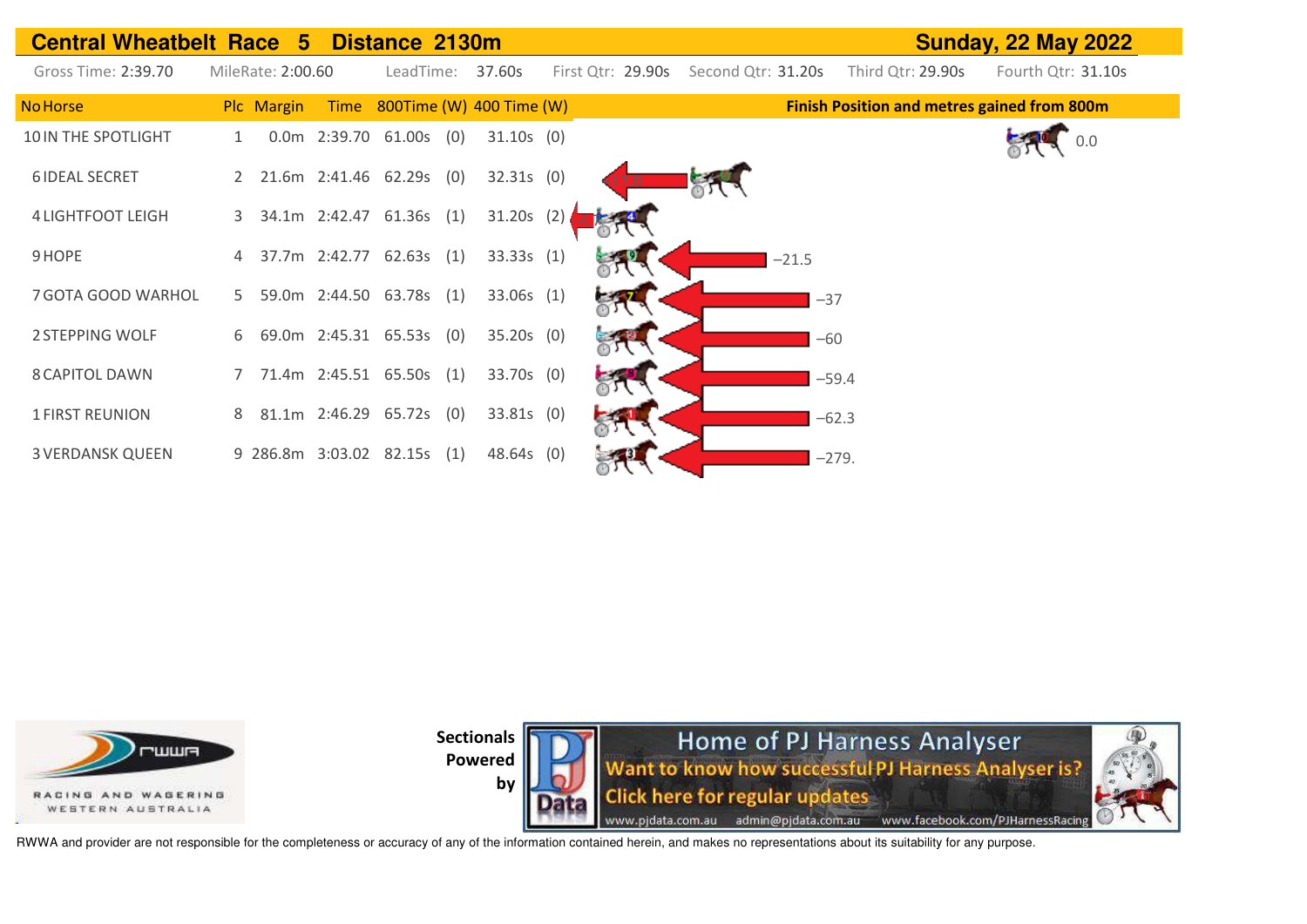# Central Wheatbelt Race 5 Distance 2130m

**Sunday, 22 May 2022**

Gross Time: 2:39.70 MileRate: 2:00.60 LeadTime: 37.60s First Qtr: 29.90s Second Qtr: 31.20s Third Qtr: 29.90s Fourth Qtr: 31.10s

| No | Horse | Plc | Margin | Time | 800Time | (W) | 400 Time | (W) | Finish Position and metres gained from 800m |
|---|---|---|---|---|---|---|---|---|---|
| 10 | IN THE SPOTLIGHT | 1 | 0.0m | 2:39.70 | 61.00s | (0) | 31.10s | (0) | 0.0 |
| 6 | IDEAL SECRET | 2 | 21.6m | 2:41.46 | 62.29s | (0) | 32.31s | (0) | -17.0 |
| 4 | LIGHTFOOT LEIGH | 3 | 34.1m | 2:42.47 | 61.36s | (1) | 31.20s | (2) | |
| 9 | HOPE | 4 | 37.7m | 2:42.77 | 62.63s | (1) | 33.33s | (1) | -21.5 |
| 7 | GOTA GOOD WARHOL | 5 | 59.0m | 2:44.50 | 63.78s | (1) | 33.06s | (1) | -37 |
| 2 | STEPPING WOLF | 6 | 69.0m | 2:45.31 | 65.53s | (0) | 35.20s | (0) | -60 |
| 8 | CAPITOL DAWN | 7 | 71.4m | 2:45.51 | 65.50s | (1) | 33.70s | (0) | -59.4 |
| 1 | FIRST REUNION | 8 | 81.1m | 2:46.29 | 65.72s | (0) | 33.81s | (0) | -62.3 |
| 3 | VERDANSK QUEEN | 9 | 286.8m | 3:03.02 | 82.15s | (1) | 48.64s | (0) | -279. |

Sectionals Powered by

Home of PJ Harness Analyser
Want to know how successful PJ Harness Analyser is?
Click here for regular updates
www.pjdata.com.au admin@pjdata.com.au www.facebook.com/PJHarnessRacing

RWWA and provider are not responsible for the completeness or accuracy of any of the information contained herein, and makes no representations about its suitability for any purpose.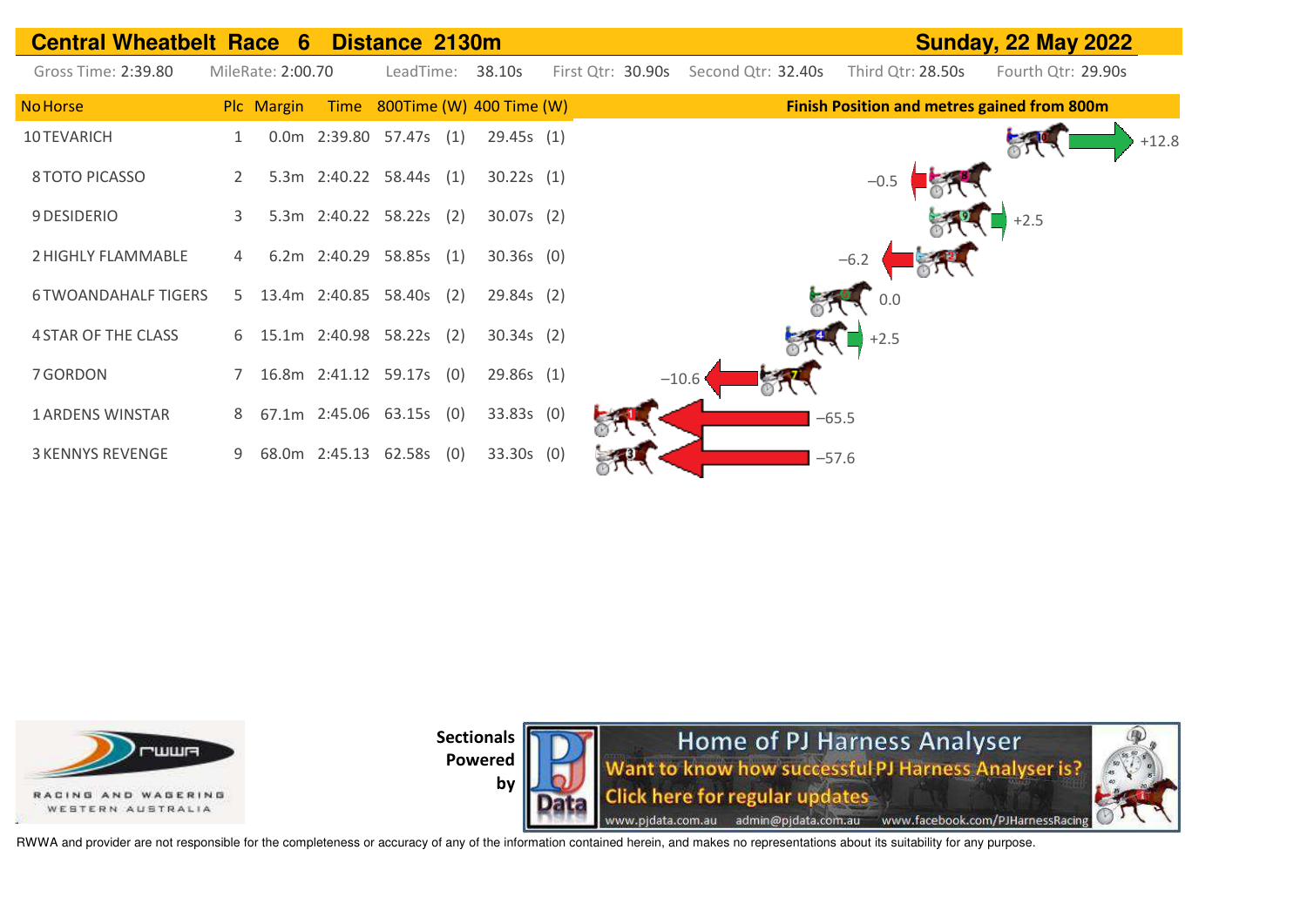## Central Wheatbelt Race 6 Distance 2130m

**Sunday, 22 May 2022**

Gross Time: 2:39.80 MileRate: 2:00.70 LeadTime: 38.10s First Qtr: 30.90s Second Qtr: 32.40s Third Qtr: 28.50s Fourth Qtr: 29.90s

| No | Horse | Plc | Margin | Time | 800Time | (W) | 400 Time | (W) | Finish Position and metres gained from 800m |
|---|---|---|---|---|---|---|---|---|---|
| 10 | TEVARICH | 1 | 0.0m | 2:39.80 | 57.47s | (1) | 29.45s | (1) | +12.8 |
| 8 | TOTO PICASSO | 2 | 5.3m | 2:40.22 | 58.44s | (1) | 30.22s | (1) | −0.5 |
| 9 | DESIDERIO | 3 | 5.3m | 2:40.22 | 58.22s | (2) | 30.07s | (2) | +2.5 |
| 2 | HIGHLY FLAMMABLE | 4 | 6.2m | 2:40.29 | 58.85s | (1) | 30.36s | (0) | −6.2 |
| 6 | TWOANDAHALF TIGERS | 5 | 13.4m | 2:40.85 | 58.40s | (2) | 29.84s | (2) | 0.0 |
| 4 | STAR OF THE CLASS | 6 | 15.1m | 2:40.98 | 58.22s | (2) | 30.34s | (2) | +2.5 |
| 7 | GORDON | 7 | 16.8m | 2:41.12 | 59.17s | (0) | 29.86s | (1) | −10.6 |
| 1 | ARDENS WINSTAR | 8 | 67.1m | 2:45.06 | 63.15s | (0) | 33.83s | (0) | −65.5 |
| 3 | KENNYS REVENGE | 9 | 68.0m | 2:45.13 | 62.58s | (0) | 33.30s | (0) | −57.6 |

RACING AND WAGERING WESTERN AUSTRALIA

Sectionals Powered by

Home of PJ Harness Analyser
Want to know how successful PJ Harness Analyser is?
Click here for regular updates
www.pjdata.com.au admin@pjdata.com.au www.facebook.com/PJHarnessRacing

RWWA and provider are not responsible for the completeness or accuracy of any of the information contained herein, and makes no representations about its suitability for any purpose.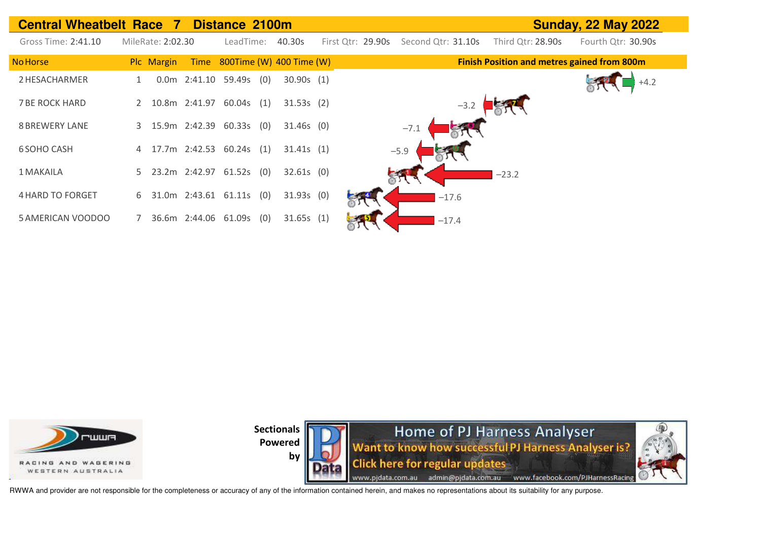## Central Wheatbelt Race 7 Distance 2100m

**Sunday, 22 May 2022**

Gross Time: 2:41.10 MileRate: 2:02.30 LeadTime: 40.30s First Qtr: 29.90s Second Qtr: 31.10s Third Qtr: 28.90s Fourth Qtr: 30.90s

| No | Horse | Plc | Margin | Time | 800Time | (W) | 400 Time | (W) | Finish Position and metres gained from 800m |
|---|---|---|---|---|---|---|---|---|---|
| 2 | HESACHARMER | 1 | 0.0m | 2:41.10 | 59.49s | (0) | 30.90s | (1) | +4.2 |
| 7 | BE ROCK HARD | 2 | 10.8m | 2:41.97 | 60.04s | (1) | 31.53s | (2) | −3.2 |
| 8 | BREWERY LANE | 3 | 15.9m | 2:42.39 | 60.33s | (0) | 31.46s | (0) | −7.1 |
| 6 | SOHO CASH | 4 | 17.7m | 2:42.53 | 60.24s | (1) | 31.41s | (1) | −5.9 |
| 1 | MAKAILA | 5 | 23.2m | 2:42.97 | 61.52s | (0) | 32.61s | (0) | −23.2 |
| 4 | HARD TO FORGET | 6 | 31.0m | 2:43.61 | 61.11s | (0) | 31.93s | (0) | −17.6 |
| 5 | AMERICAN VOODOO | 7 | 36.6m | 2:44.06 | 61.09s | (0) | 31.65s | (1) | −17.4 |

RACING AND WAGERING WESTERN AUSTRALIA

**Sectionals Powered by**

Home of PJ Harness Analyser
Want to know how successful PJ Harness Analyser is?
Click here for regular updates
www.pjdata.com.au admin@pjdata.com.au www.facebook.com/PJHarnessRacing

RWWA and provider are not responsible for the completeness or accuracy of any of the information contained herein, and makes no representations about its suitability for any purpose.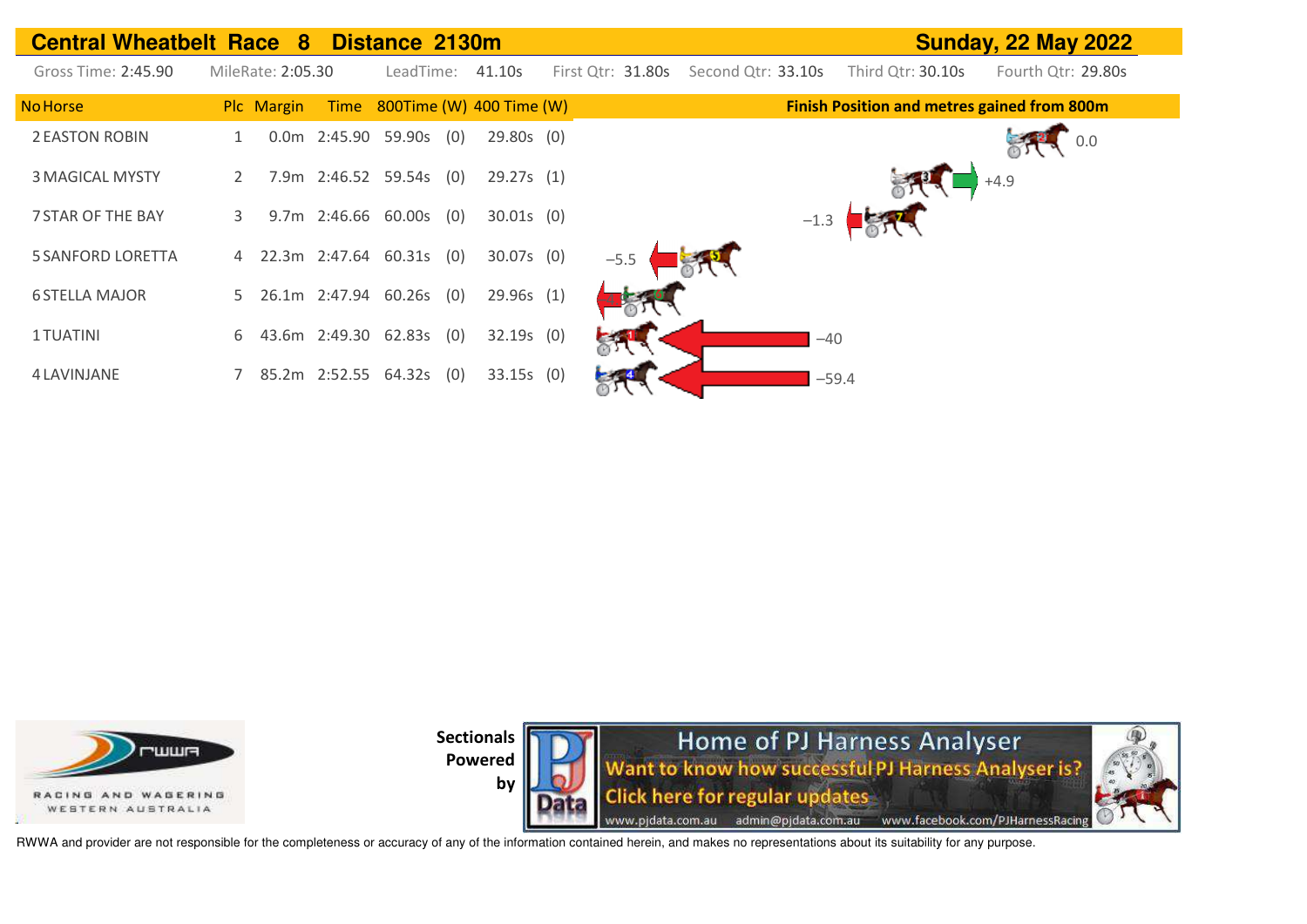# Central Wheatbelt Race 8 Distance 2130m

**Sunday, 22 May 2022**

Gross Time: 2:45.90 MileRate: 2:05.30 LeadTime: 41.10s First Qtr: 31.80s Second Qtr: 33.10s Third Qtr: 30.10s Fourth Qtr: 29.80s

| No | Horse | Plc | Margin | Time | 800Time | (W) | 400 Time | (W) | Finish Position and metres gained from 800m |
|---|---|---|---|---|---|---|---|---|---|
| 2 | EASTON ROBIN | 1 | 0.0m | 2:45.90 | 59.90s | (0) | 29.80s | (0) | 0.0 |
| 3 | MAGICAL MYSTY | 2 | 7.9m | 2:46.52 | 59.54s | (0) | 29.27s | (1) | +4.9 |
| 7 | STAR OF THE BAY | 3 | 9.7m | 2:46.66 | 60.00s | (0) | 30.01s | (0) | −1.3 |
| 5 | SANFORD LORETTA | 4 | 22.3m | 2:47.64 | 60.31s | (0) | 30.07s | (0) | −5.5 |
| 6 | STELLA MAJOR | 5 | 26.1m | 2:47.94 | 60.26s | (0) | 29.96s | (1) | |
| 1 | TUATINI | 6 | 43.6m | 2:49.30 | 62.83s | (0) | 32.19s | (0) | −40 |
| 4 | LAVINJANE | 7 | 85.2m | 2:52.55 | 64.32s | (0) | 33.15s | (0) | −59.4 |

RACING AND WAGERING WESTERN AUSTRALIA

Sectionals Powered by

Home of PJ Harness Analyser
Want to know how successful PJ Harness Analyser is?
Click here for regular updates
www.pjdata.com.au admin@pjdata.com.au www.facebook.com/PJHarnessRacing

RWWA and provider are not responsible for the completeness or accuracy of any of the information contained herein, and makes no representations about its suitability for any purpose.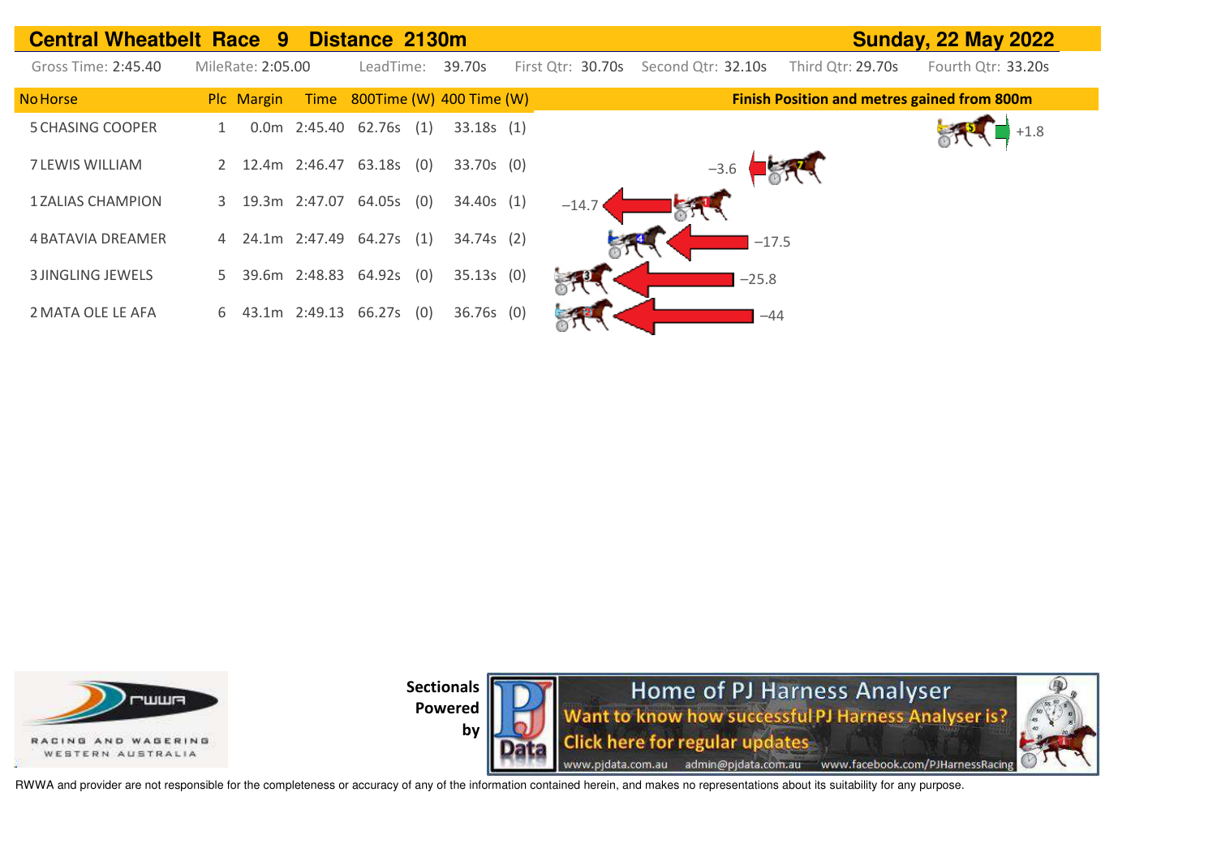## Central Wheatbelt Race 9 Distance 2130m

**Sunday, 22 May 2022**

Gross Time: 2:45.40 MileRate: 2:05.00 LeadTime: 39.70s First Qtr: 30.70s Second Qtr: 32.10s Third Qtr: 29.70s Fourth Qtr: 33.20s

| No | Horse | Plc | Margin | Time | 800Time | (W) | 400 Time | (W) |
|---|---|---|---|---|---|---|---|---|
| 5 | CHASING COOPER | 1 | 0.0m | 2:45.40 | 62.76s | (1) | 33.18s | (1) |
| 7 | LEWIS WILLIAM | 2 | 12.4m | 2:46.47 | 63.18s | (0) | 33.70s | (0) |
| 1 | ZALIAS CHAMPION | 3 | 19.3m | 2:47.07 | 64.05s | (0) | 34.40s | (1) |
| 4 | BATAVIA DREAMER | 4 | 24.1m | 2:47.49 | 64.27s | (1) | 34.74s | (2) |
| 3 | JINGLING JEWELS | 5 | 39.6m | 2:48.83 | 64.92s | (0) | 35.13s | (0) |
| 2 | MATA OLE LE AFA | 6 | 43.1m | 2:49.13 | 66.27s | (0) | 36.76s | (0) |

**Finish Position and metres gained from 800m**

+1.8

−3.6

−14.7

−17.5

−25.8

−44

RACING AND WAGERING WESTERN AUSTRALIA

Sectionals Powered by

Home of PJ Harness Analyser
Want to know how successful PJ Harness Analyser is?
Click here for regular updates
www.pjdata.com.au admin@pjdata.com.au www.facebook.com/PJHarnessRacing

RWWA and provider are not responsible for the completeness or accuracy of any of the information contained herein, and makes no representations about its suitability for any purpose.